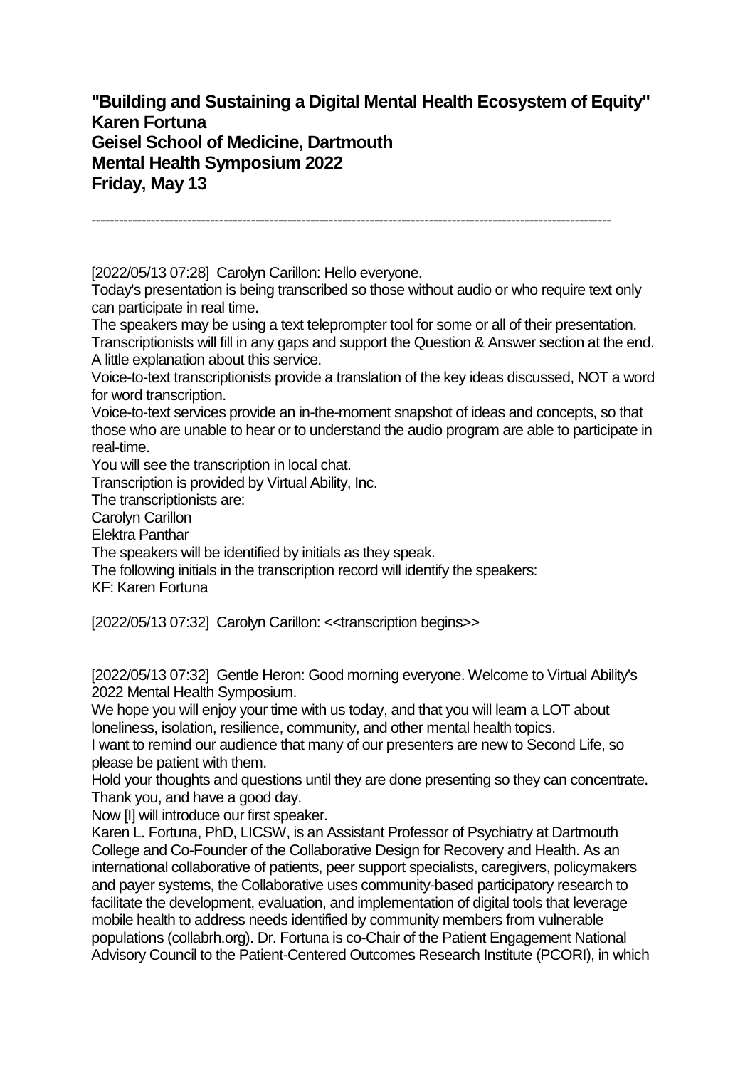**"Building and Sustaining a Digital Mental Health Ecosystem of Equity"**
**Karen Fortuna**
**Geisel School of Medicine, Dartmouth**
**Mental Health Symposium 2022**
**Friday, May 13**

---

[2022/05/13 07:28] Carolyn Carillon: Hello everyone.
Today's presentation is being transcribed so those without audio or who require text only can participate in real time.
The speakers may be using a text teleprompter tool for some or all of their presentation. Transcriptionists will fill in any gaps and support the Question & Answer section at the end.
A little explanation about this service.
Voice-to-text transcriptionists provide a translation of the key ideas discussed, NOT a word for word transcription.
Voice-to-text services provide an in-the-moment snapshot of ideas and concepts, so that those who are unable to hear or to understand the audio program are able to participate in real-time.
You will see the transcription in local chat.
Transcription is provided by Virtual Ability, Inc.
The transcriptionists are:
Carolyn Carillon
Elektra Panthar
The speakers will be identified by initials as they speak.
The following initials in the transcription record will identify the speakers:
KF: Karen Fortuna

[2022/05/13 07:32] Carolyn Carillon: <<transcription begins>>

[2022/05/13 07:32] Gentle Heron: Good morning everyone. Welcome to Virtual Ability's 2022 Mental Health Symposium.
We hope you will enjoy your time with us today, and that you will learn a LOT about loneliness, isolation, resilience, community, and other mental health topics.
I want to remind our audience that many of our presenters are new to Second Life, so please be patient with them.
Hold your thoughts and questions until they are done presenting so they can concentrate.
Thank you, and have a good day.
Now [I] will introduce our first speaker.
Karen L. Fortuna, PhD, LICSW, is an Assistant Professor of Psychiatry at Dartmouth College and Co-Founder of the Collaborative Design for Recovery and Health. As an international collaborative of patients, peer support specialists, caregivers, policymakers and payer systems, the Collaborative uses community-based participatory research to facilitate the development, evaluation, and implementation of digital tools that leverage mobile health to address needs identified by community members from vulnerable populations (collabrh.org). Dr. Fortuna is co-Chair of the Patient Engagement National Advisory Council to the Patient-Centered Outcomes Research Institute (PCORI), in which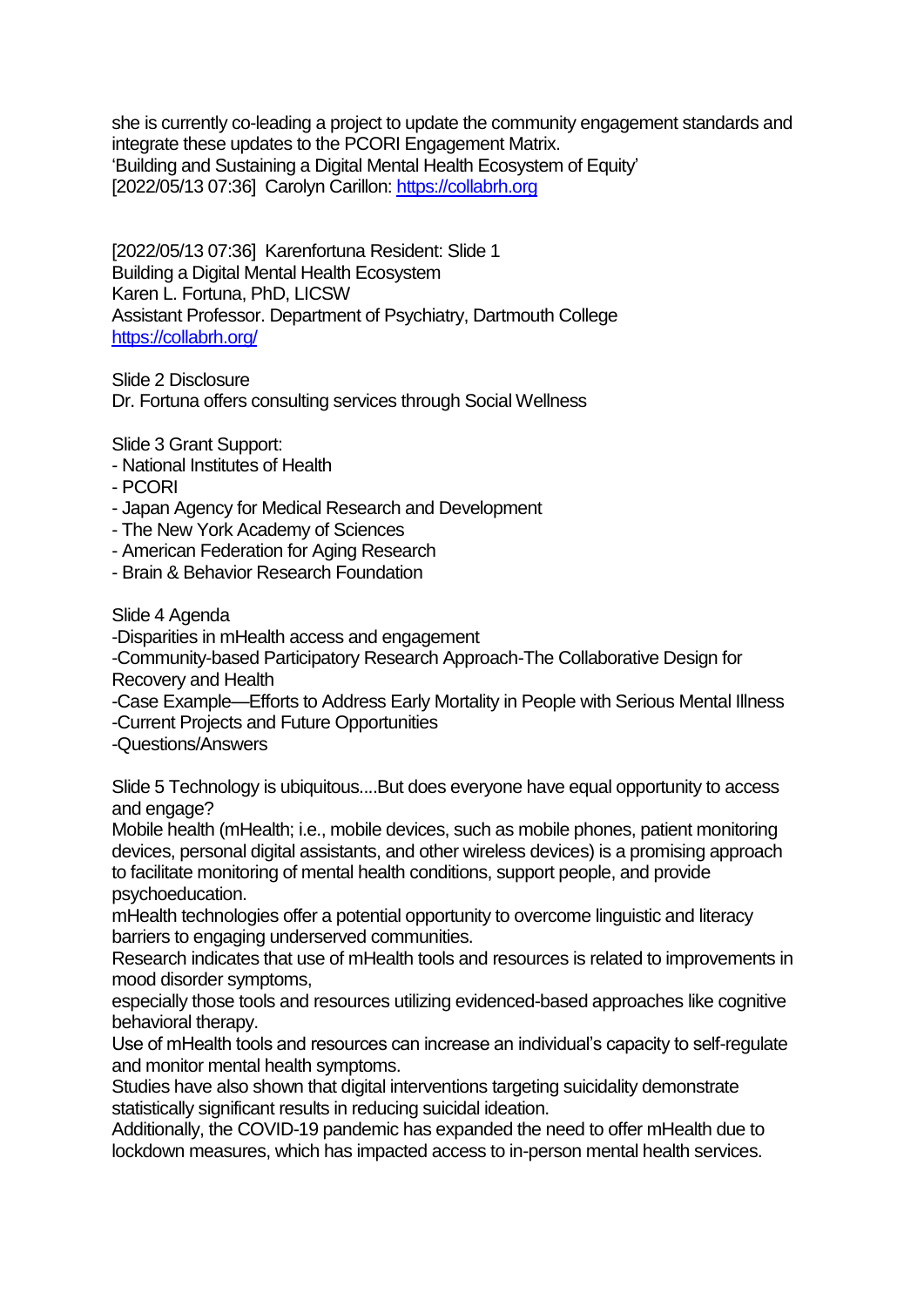she is currently co-leading a project to update the community engagement standards and integrate these updates to the PCORI Engagement Matrix.
'Building and Sustaining a Digital Mental Health Ecosystem of Equity'
[2022/05/13 07:36] Carolyn Carillon: https://collabrh.org

[2022/05/13 07:36] Karenfortuna Resident: Slide 1
Building a Digital Mental Health Ecosystem
Karen L. Fortuna, PhD, LICSW
Assistant Professor. Department of Psychiatry, Dartmouth College
https://collabrh.org/

Slide 2 Disclosure
Dr. Fortuna offers consulting services through Social Wellness

Slide 3 Grant Support:
- National Institutes of Health
- PCORI
- Japan Agency for Medical Research and Development
- The New York Academy of Sciences
- American Federation for Aging Research
- Brain & Behavior Research Foundation

Slide 4 Agenda
-Disparities in mHealth access and engagement
-Community-based Participatory Research Approach-The Collaborative Design for Recovery and Health
-Case Example—Efforts to Address Early Mortality in People with Serious Mental Illness
-Current Projects and Future Opportunities
-Questions/Answers

Slide 5 Technology is ubiquitous....But does everyone have equal opportunity to access and engage?
Mobile health (mHealth; i.e., mobile devices, such as mobile phones, patient monitoring devices, personal digital assistants, and other wireless devices) is a promising approach to facilitate monitoring of mental health conditions, support people, and provide psychoeducation.
mHealth technologies offer a potential opportunity to overcome linguistic and literacy barriers to engaging underserved communities.
Research indicates that use of mHealth tools and resources is related to improvements in mood disorder symptoms,
especially those tools and resources utilizing evidenced-based approaches like cognitive behavioral therapy.
Use of mHealth tools and resources can increase an individual's capacity to self-regulate and monitor mental health symptoms.
Studies have also shown that digital interventions targeting suicidality demonstrate statistically significant results in reducing suicidal ideation.
Additionally, the COVID-19 pandemic has expanded the need to offer mHealth due to lockdown measures, which has impacted access to in-person mental health services.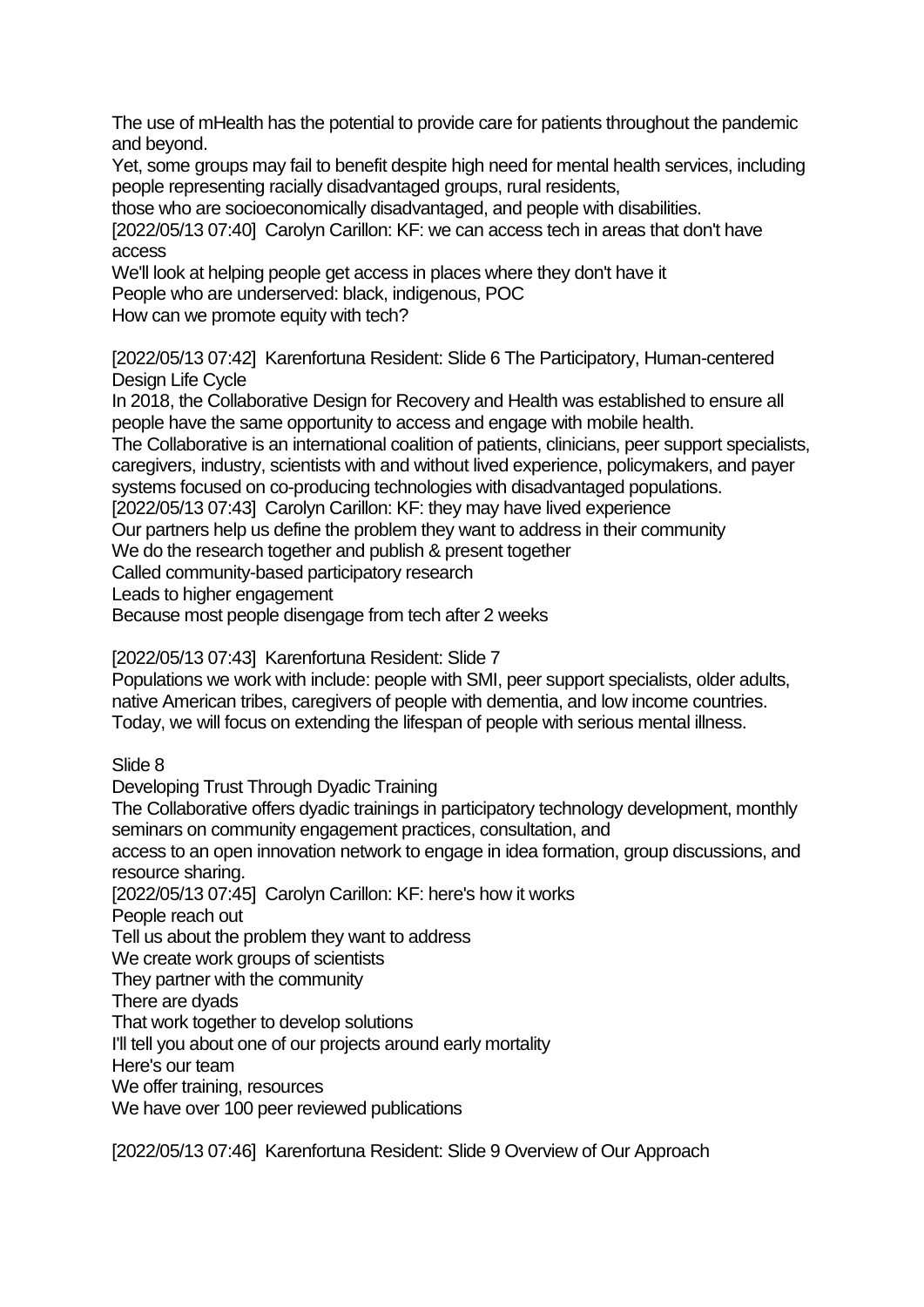The use of mHealth has the potential to provide care for patients throughout the pandemic and beyond.
Yet, some groups may fail to benefit despite high need for mental health services, including people representing racially disadvantaged groups, rural residents,
those who are socioeconomically disadvantaged, and people with disabilities.
[2022/05/13 07:40] Carolyn Carillon: KF: we can access tech in areas that don't have access
We'll look at helping people get access in places where they don't have it
People who are underserved: black, indigenous, POC
How can we promote equity with tech?

[2022/05/13 07:42] Karenfortuna Resident: Slide 6 The Participatory, Human-centered Design Life Cycle
In 2018, the Collaborative Design for Recovery and Health was established to ensure all people have the same opportunity to access and engage with mobile health.
The Collaborative is an international coalition of patients, clinicians, peer support specialists, caregivers, industry, scientists with and without lived experience, policymakers, and payer systems focused on co-producing technologies with disadvantaged populations.
[2022/05/13 07:43] Carolyn Carillon: KF: they may have lived experience
Our partners help us define the problem they want to address in their community
We do the research together and publish & present together
Called community-based participatory research
Leads to higher engagement
Because most people disengage from tech after 2 weeks

[2022/05/13 07:43] Karenfortuna Resident: Slide 7
Populations we work with include: people with SMI, peer support specialists, older adults, native American tribes, caregivers of people with dementia, and low income countries.
Today, we will focus on extending the lifespan of people with serious mental illness.

Slide 8
Developing Trust Through Dyadic Training
The Collaborative offers dyadic trainings in participatory technology development, monthly seminars on community engagement practices, consultation, and
access to an open innovation network to engage in idea formation, group discussions, and resource sharing.
[2022/05/13 07:45] Carolyn Carillon: KF: here's how it works
People reach out
Tell us about the problem they want to address
We create work groups of scientists
They partner with the community
There are dyads
That work together to develop solutions
I'll tell you about one of our projects around early mortality
Here's our team
We offer training, resources
We have over 100 peer reviewed publications

[2022/05/13 07:46] Karenfortuna Resident: Slide 9 Overview of Our Approach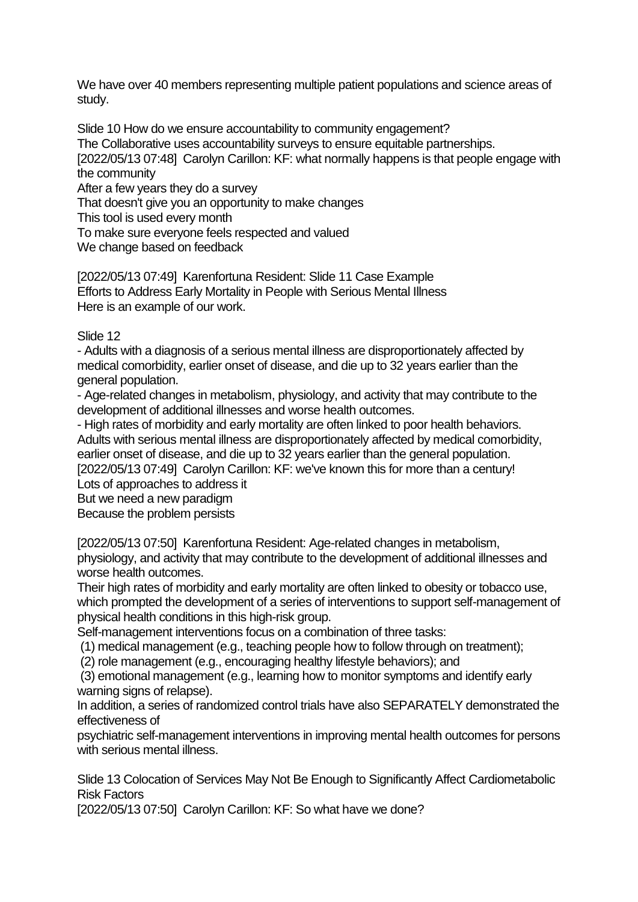We have over 40 members representing multiple patient populations and science areas of study.

Slide 10 How do we ensure accountability to community engagement?
The Collaborative uses accountability surveys to ensure equitable partnerships.
[2022/05/13 07:48] Carolyn Carillon: KF: what normally happens is that people engage with the community
After a few years they do a survey
That doesn't give you an opportunity to make changes
This tool is used every month
To make sure everyone feels respected and valued
We change based on feedback

[2022/05/13 07:49] Karenfortuna Resident: Slide 11 Case Example
Efforts to Address Early Mortality in People with Serious Mental Illness
Here is an example of our work.

Slide 12

- Adults with a diagnosis of a serious mental illness are disproportionately affected by medical comorbidity, earlier onset of disease, and die up to 32 years earlier than the general population.
- Age-related changes in metabolism, physiology, and activity that may contribute to the development of additional illnesses and worse health outcomes.
- High rates of morbidity and early mortality are often linked to poor health behaviors.

Adults with serious mental illness are disproportionately affected by medical comorbidity, earlier onset of disease, and die up to 32 years earlier than the general population.
[2022/05/13 07:49] Carolyn Carillon: KF: we've known this for more than a century!
Lots of approaches to address it
But we need a new paradigm
Because the problem persists

[2022/05/13 07:50] Karenfortuna Resident: Age-related changes in metabolism, physiology, and activity that may contribute to the development of additional illnesses and worse health outcomes.
Their high rates of morbidity and early mortality are often linked to obesity or tobacco use, which prompted the development of a series of interventions to support self-management of physical health conditions in this high-risk group.
Self-management interventions focus on a combination of three tasks:
(1) medical management (e.g., teaching people how to follow through on treatment);
(2) role management (e.g., encouraging healthy lifestyle behaviors); and
(3) emotional management (e.g., learning how to monitor symptoms and identify early warning signs of relapse).
In addition, a series of randomized control trials have also SEPARATELY demonstrated the effectiveness of
psychiatric self-management interventions in improving mental health outcomes for persons with serious mental illness.

Slide 13 Colocation of Services May Not Be Enough to Significantly Affect Cardiometabolic Risk Factors
[2022/05/13 07:50] Carolyn Carillon: KF: So what have we done?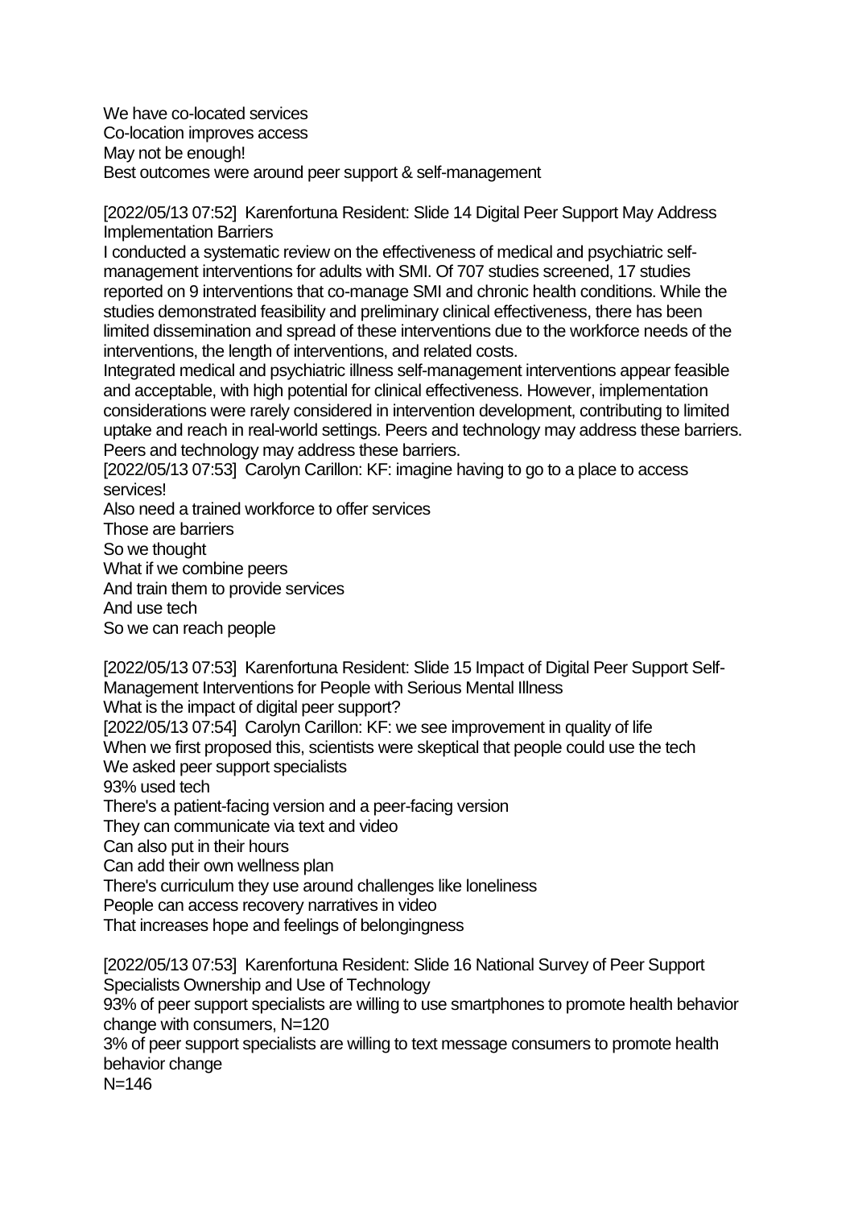We have co-located services
Co-location improves access
May not be enough!
Best outcomes were around peer support & self-management

[2022/05/13 07:52] Karenfortuna Resident: Slide 14 Digital Peer Support May Address Implementation Barriers
I conducted a systematic review on the effectiveness of medical and psychiatric self-management interventions for adults with SMI. Of 707 studies screened, 17 studies reported on 9 interventions that co-manage SMI and chronic health conditions. While the studies demonstrated feasibility and preliminary clinical effectiveness, there has been limited dissemination and spread of these interventions due to the workforce needs of the interventions, the length of interventions, and related costs.
Integrated medical and psychiatric illness self-management interventions appear feasible and acceptable, with high potential for clinical effectiveness. However, implementation considerations were rarely considered in intervention development, contributing to limited uptake and reach in real-world settings. Peers and technology may address these barriers.
Peers and technology may address these barriers.
[2022/05/13 07:53] Carolyn Carillon: KF: imagine having to go to a place to access services!
Also need a trained workforce to offer services
Those are barriers
So we thought
What if we combine peers
And train them to provide services
And use tech
So we can reach people

[2022/05/13 07:53] Karenfortuna Resident: Slide 15 Impact of Digital Peer Support Self-Management Interventions for People with Serious Mental Illness
What is the impact of digital peer support?
[2022/05/13 07:54] Carolyn Carillon: KF: we see improvement in quality of life
When we first proposed this, scientists were skeptical that people could use the tech
We asked peer support specialists
93% used tech
There's a patient-facing version and a peer-facing version
They can communicate via text and video
Can also put in their hours
Can add their own wellness plan
There's curriculum they use around challenges like loneliness
People can access recovery narratives in video
That increases hope and feelings of belongingness

[2022/05/13 07:53] Karenfortuna Resident: Slide 16 National Survey of Peer Support Specialists Ownership and Use of Technology
93% of peer support specialists are willing to use smartphones to promote health behavior change with consumers, N=120
3% of peer support specialists are willing to text message consumers to promote health behavior change
N=146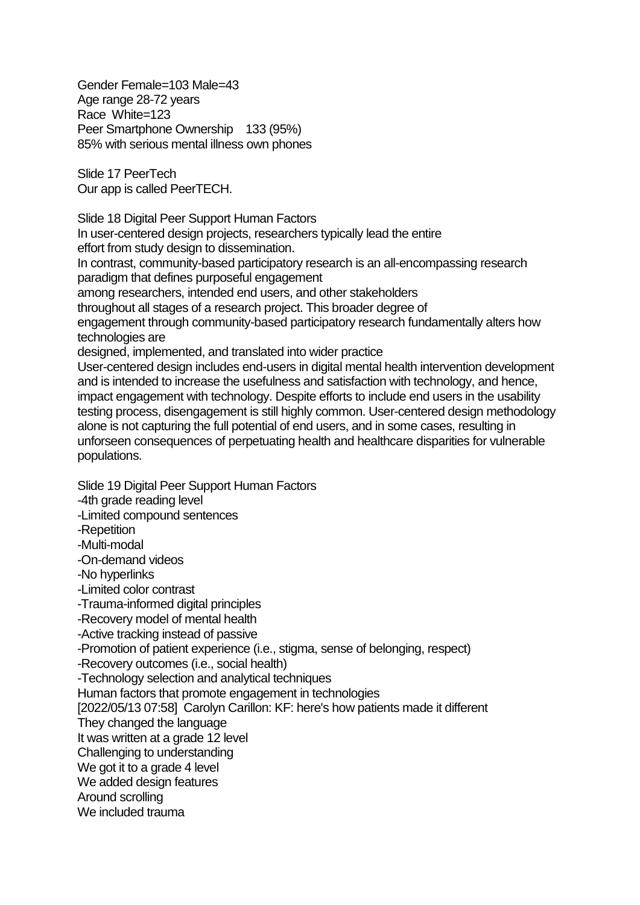Gender Female=103 Male=43
Age range 28-72 years
Race White=123
Peer Smartphone Ownership 133 (95%)
85% with serious mental illness own phones

Slide 17 PeerTech
Our app is called PeerTECH.

Slide 18 Digital Peer Support Human Factors
In user-centered design projects, researchers typically lead the entire effort from study design to dissemination.
In contrast, community-based participatory research is an all-encompassing research paradigm that defines purposeful engagement among researchers, intended end users, and other stakeholders throughout all stages of a research project. This broader degree of engagement through community-based participatory research fundamentally alters how technologies are designed, implemented, and translated into wider practice
User-centered design includes end-users in digital mental health intervention development and is intended to increase the usefulness and satisfaction with technology, and hence, impact engagement with technology. Despite efforts to include end users in the usability testing process, disengagement is still highly common. User-centered design methodology alone is not capturing the full potential of end users, and in some cases, resulting in unforseen consequences of perpetuating health and healthcare disparities for vulnerable populations.

Slide 19 Digital Peer Support Human Factors
- 4th grade reading level
- Limited compound sentences
- Repetition
- Multi-modal
- On-demand videos
- No hyperlinks
- Limited color contrast
- Trauma-informed digital principles
- Recovery model of mental health
- Active tracking instead of passive
- Promotion of patient experience (i.e., stigma, sense of belonging, respect)
- Recovery outcomes (i.e., social health)
- Technology selection and analytical techniques

Human factors that promote engagement in technologies
[2022/05/13 07:58] Carolyn Carillon: KF: here's how patients made it different
They changed the language
It was written at a grade 12 level
Challenging to understanding
We got it to a grade 4 level
We added design features
Around scrolling
We included trauma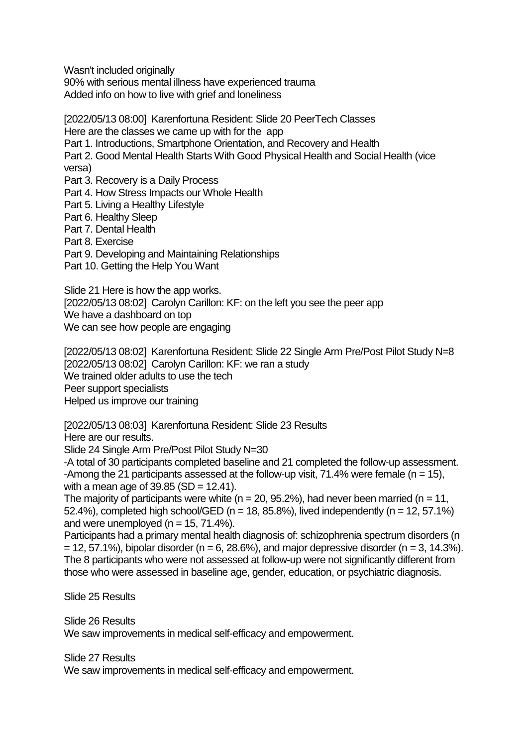Wasn't included originally
90% with serious mental illness have experienced trauma
Added info on how to live with grief and loneliness

[2022/05/13 08:00] Karenfortuna Resident: Slide 20 PeerTech Classes
Here are the classes we came up with for the app
Part 1. Introductions, Smartphone Orientation, and Recovery and Health
Part 2. Good Mental Health Starts With Good Physical Health and Social Health (vice versa)
Part 3. Recovery is a Daily Process
Part 4. How Stress Impacts our Whole Health
Part 5. Living a Healthy Lifestyle
Part 6. Healthy Sleep
Part 7. Dental Health
Part 8. Exercise
Part 9. Developing and Maintaining Relationships
Part 10. Getting the Help You Want

Slide 21 Here is how the app works.
[2022/05/13 08:02] Carolyn Carillon: KF: on the left you see the peer app
We have a dashboard on top
We can see how people are engaging

[2022/05/13 08:02] Karenfortuna Resident: Slide 22 Single Arm Pre/Post Pilot Study N=8
[2022/05/13 08:02] Carolyn Carillon: KF: we ran a study
We trained older adults to use the tech
Peer support specialists
Helped us improve our training

[2022/05/13 08:03] Karenfortuna Resident: Slide 23 Results
Here are our results.
Slide 24 Single Arm Pre/Post Pilot Study N=30
-A total of 30 participants completed baseline and 21 completed the follow-up assessment.
-Among the 21 participants assessed at the follow-up visit, 71.4% were female (n = 15), with a mean age of 39.85 (SD = 12.41).
The majority of participants were white (n = 20, 95.2%), had never been married (n = 11, 52.4%), completed high school/GED (n = 18, 85.8%), lived independently (n = 12, 57.1%) and were unemployed (n = 15, 71.4%).
Participants had a primary mental health diagnosis of: schizophrenia spectrum disorders (n = 12, 57.1%), bipolar disorder (n = 6, 28.6%), and major depressive disorder (n = 3, 14.3%).
The 8 participants who were not assessed at follow-up were not significantly different from those who were assessed in baseline age, gender, education, or psychiatric diagnosis.

Slide 25 Results

Slide 26 Results
We saw improvements in medical self-efficacy and empowerment.

Slide 27 Results
We saw improvements in medical self-efficacy and empowerment.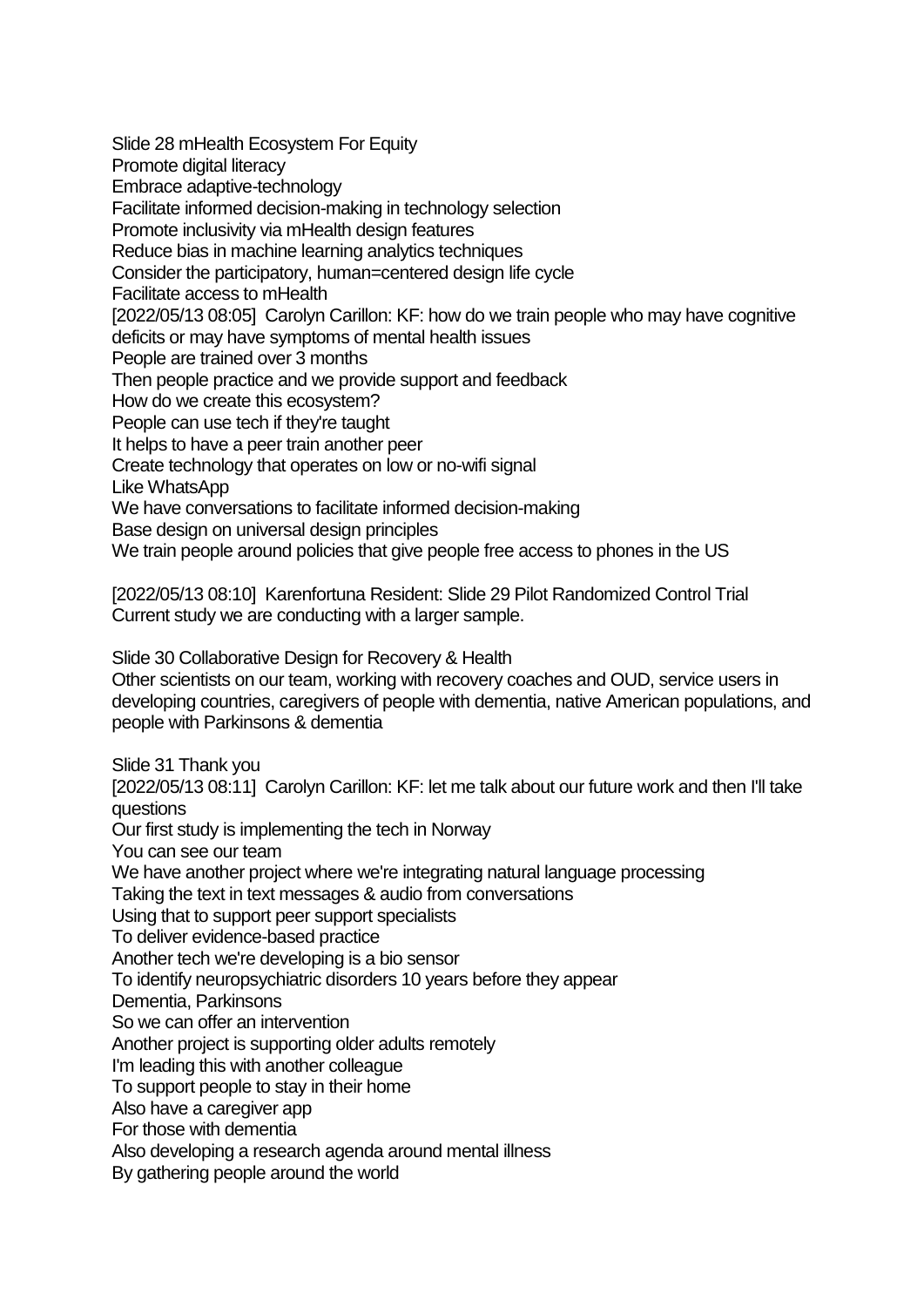Slide 28 mHealth Ecosystem For Equity
Promote digital literacy
Embrace adaptive-technology
Facilitate informed decision-making in technology selection
Promote inclusivity via mHealth design features
Reduce bias in machine learning analytics techniques
Consider the participatory, human=centered design life cycle
Facilitate access to mHealth
[2022/05/13 08:05]  Carolyn Carillon: KF: how do we train people who may have cognitive deficits or may have symptoms of mental health issues
People are trained over 3 months
Then people practice and we provide support and feedback
How do we create this ecosystem?
People can use tech if they're taught
It helps to have a peer train another peer
Create technology that operates on low or no-wifi signal
Like WhatsApp
We have conversations to facilitate informed decision-making
Base design on universal design principles
We train people around policies that give people free access to phones in the US

[2022/05/13 08:10]  Karenfortuna Resident: Slide 29 Pilot Randomized Control Trial
Current study we are conducting with a larger sample.

Slide 30 Collaborative Design for Recovery & Health
Other scientists on our team, working with recovery coaches and OUD, service users in developing countries, caregivers of people with dementia, native American populations, and people with Parkinsons & dementia

Slide 31 Thank you
[2022/05/13 08:11]  Carolyn Carillon: KF: let me talk about our future work and then I'll take questions
Our first study is implementing the tech in Norway
You can see our team
We have another project where we're integrating natural language processing
Taking the text in text messages & audio from conversations
Using that to support peer support specialists
To deliver evidence-based practice
Another tech we're developing is a bio sensor
To identify neuropsychiatric disorders 10 years before they appear
Dementia, Parkinsons
So we can offer an intervention
Another project is supporting older adults remotely
I'm leading this with another colleague
To support people to stay in their home
Also have a caregiver app
For those with dementia
Also developing a research agenda around mental illness
By gathering people around the world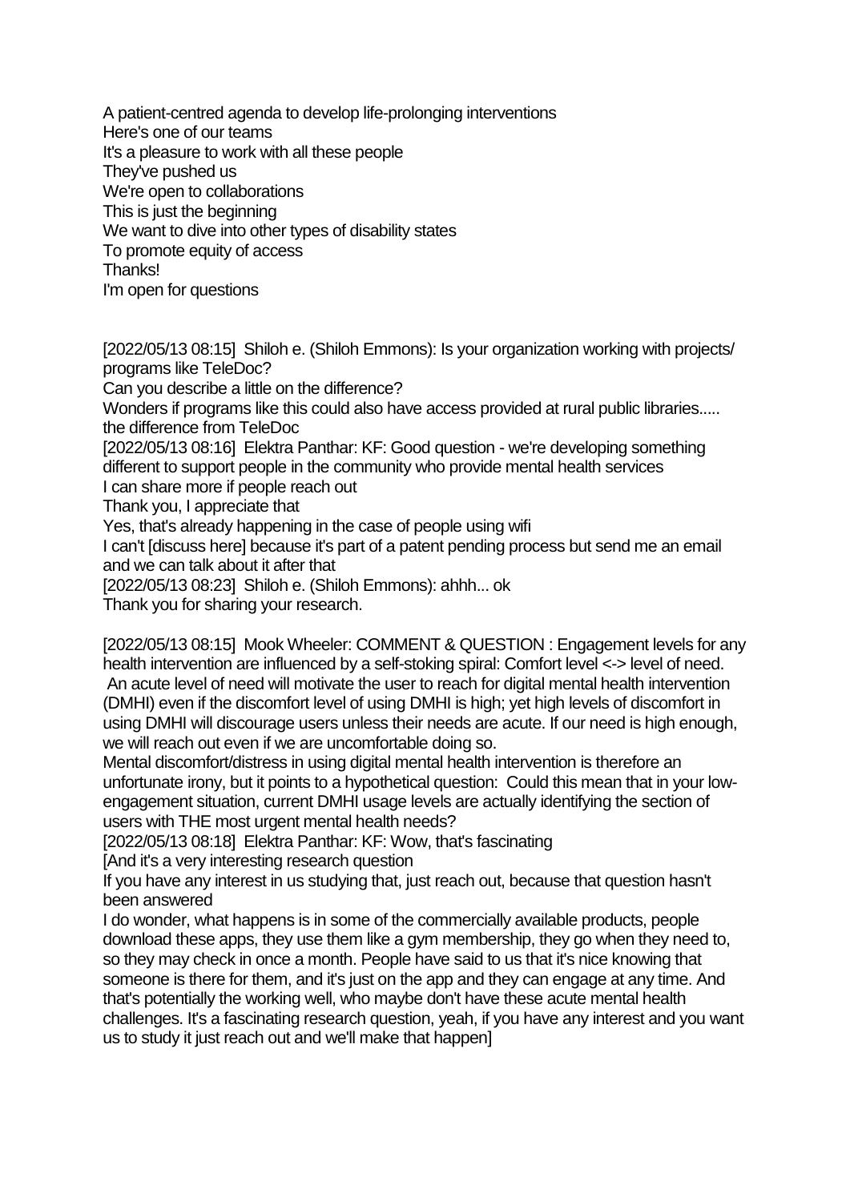A patient-centred agenda to develop life-prolonging interventions
Here's one of our teams
It's a pleasure to work with all these people
They've pushed us
We're open to collaborations
This is just the beginning
We want to dive into other types of disability states
To promote equity of access
Thanks!
I'm open for questions

[2022/05/13 08:15] Shiloh e. (Shiloh Emmons): Is your organization working with projects/ programs like TeleDoc?
Can you describe a little on the difference?
Wonders if programs like this could also have access provided at rural public libraries..... the difference from TeleDoc
[2022/05/13 08:16] Elektra Panthar: KF: Good question - we're developing something different to support people in the community who provide mental health services
I can share more if people reach out
Thank you, I appreciate that
Yes, that's already happening in the case of people using wifi
I can't [discuss here] because it's part of a patent pending process but send me an email and we can talk about it after that
[2022/05/13 08:23] Shiloh e. (Shiloh Emmons): ahhh... ok
Thank you for sharing your research.

[2022/05/13 08:15] Mook Wheeler: COMMENT & QUESTION : Engagement levels for any health intervention are influenced by a self-stoking spiral: Comfort level <-> level of need. An acute level of need will motivate the user to reach for digital mental health intervention (DMHI) even if the discomfort level of using DMHI is high; yet high levels of discomfort in using DMHI will discourage users unless their needs are acute. If our need is high enough, we will reach out even if we are uncomfortable doing so.
Mental discomfort/distress in using digital mental health intervention is therefore an unfortunate irony, but it points to a hypothetical question: Could this mean that in your low-engagement situation, current DMHI usage levels are actually identifying the section of users with THE most urgent mental health needs?
[2022/05/13 08:18] Elektra Panthar: KF: Wow, that's fascinating
[And it's a very interesting research question
If you have any interest in us studying that, just reach out, because that question hasn't been answered
I do wonder, what happens is in some of the commercially available products, people download these apps, they use them like a gym membership, they go when they need to, so they may check in once a month. People have said to us that it's nice knowing that someone is there for them, and it's just on the app and they can engage at any time. And that's potentially the working well, who maybe don't have these acute mental health challenges. It's a fascinating research question, yeah, if you have any interest and you want us to study it just reach out and we'll make that happen]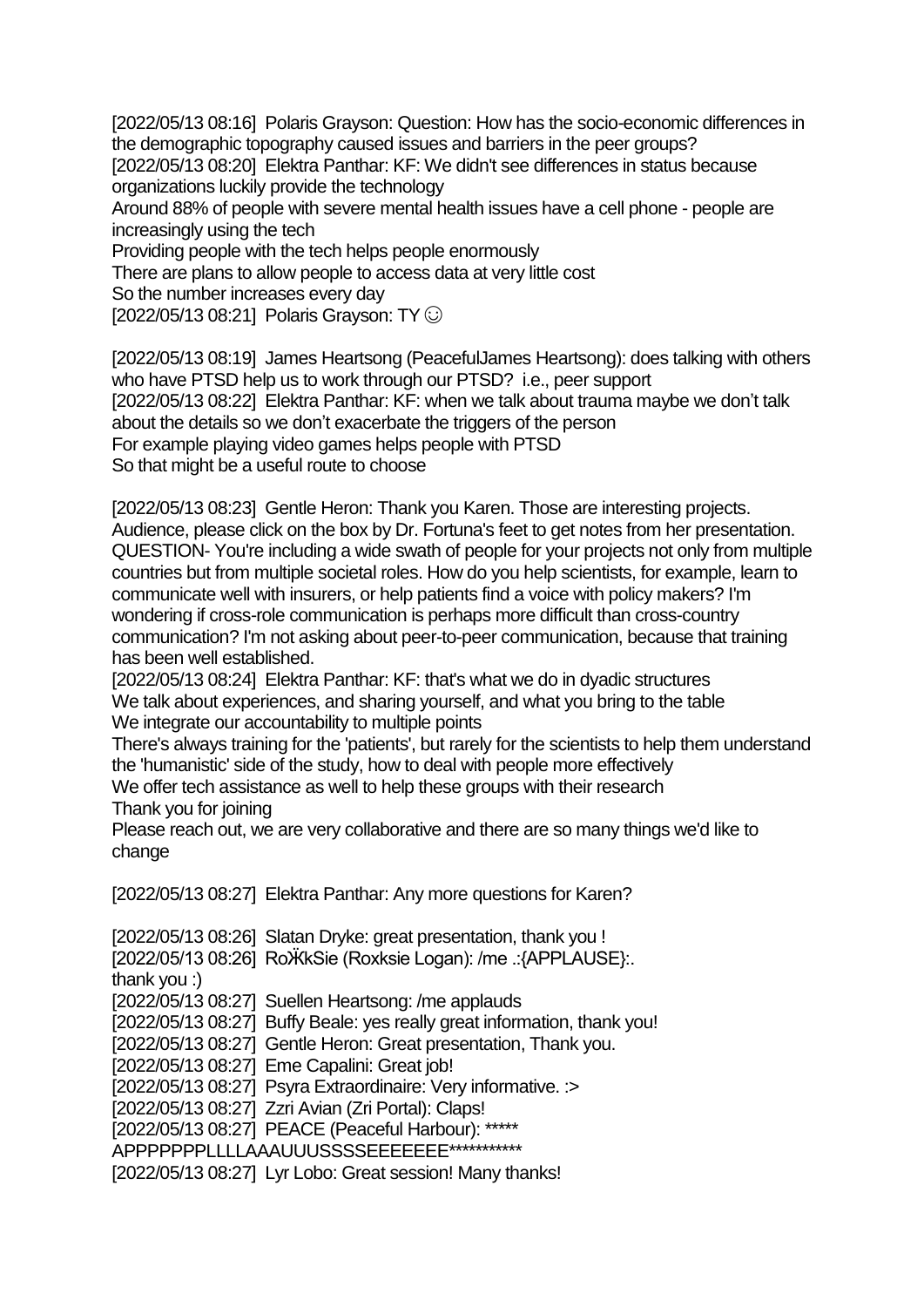[2022/05/13 08:16] Polaris Grayson: Question: How has the socio-economic differences in the demographic topography caused issues and barriers in the peer groups?
[2022/05/13 08:20] Elektra Panthar: KF: We didn't see differences in status because organizations luckily provide the technology
Around 88% of people with severe mental health issues have a cell phone - people are increasingly using the tech
Providing people with the tech helps people enormously
There are plans to allow people to access data at very little cost
So the number increases every day
[2022/05/13 08:21] Polaris Grayson: TY ☺

[2022/05/13 08:19] James Heartsong (PeacefulJames Heartsong): does talking with others who have PTSD help us to work through our PTSD? i.e., peer support
[2022/05/13 08:22] Elektra Panthar: KF: when we talk about trauma maybe we don't talk about the details so we don't exacerbate the triggers of the person
For example playing video games helps people with PTSD
So that might be a useful route to choose

[2022/05/13 08:23] Gentle Heron: Thank you Karen. Those are interesting projects. Audience, please click on the box by Dr. Fortuna's feet to get notes from her presentation. QUESTION- You're including a wide swath of people for your projects not only from multiple countries but from multiple societal roles. How do you help scientists, for example, learn to communicate well with insurers, or help patients find a voice with policy makers? I'm wondering if cross-role communication is perhaps more difficult than cross-country communication? I'm not asking about peer-to-peer communication, because that training has been well established.
[2022/05/13 08:24] Elektra Panthar: KF: that's what we do in dyadic structures
We talk about experiences, and sharing yourself, and what you bring to the table
We integrate our accountability to multiple points
There's always training for the 'patients', but rarely for the scientists to help them understand the 'humanistic' side of the study, how to deal with people more effectively
We offer tech assistance as well to help these groups with their research
Thank you for joining
Please reach out, we are very collaborative and there are so many things we'd like to change

[2022/05/13 08:27] Elektra Panthar: Any more questions for Karen?

[2022/05/13 08:26] Slatan Dryke: great presentation, thank you !
[2022/05/13 08:26] RoӜkSie (Roxksie Logan): /me .:{APPLAUSE}:.
thank you :)
[2022/05/13 08:27] Suellen Heartsong: /me applauds
[2022/05/13 08:27] Buffy Beale: yes really great information, thank you!
[2022/05/13 08:27] Gentle Heron: Great presentation, Thank you.
[2022/05/13 08:27] Eme Capalini: Great job!
[2022/05/13 08:27] Psyra Extraordinaire: Very informative. :>
[2022/05/13 08:27] Zzri Avian (Zri Portal): Claps!
[2022/05/13 08:27] PEACE (Peaceful Harbour): *****
APPPPPPPLLLLAAAUUUSSSSEEEEEEE***********
[2022/05/13 08:27] Lyr Lobo: Great session! Many thanks!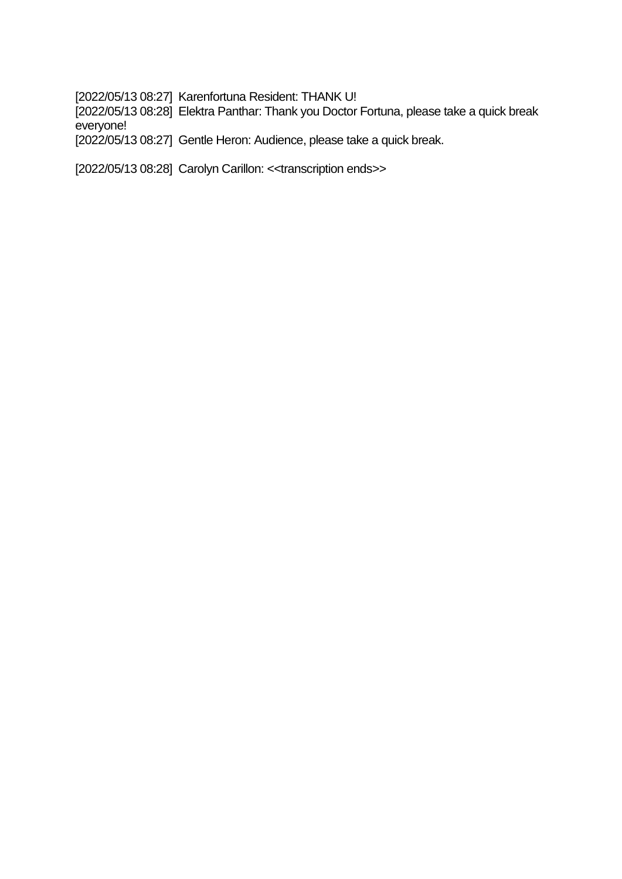[2022/05/13 08:27]  Karenfortuna Resident: THANK U!
[2022/05/13 08:28]  Elektra Panthar: Thank you Doctor Fortuna, please take a quick break everyone!
[2022/05/13 08:27]  Gentle Heron: Audience, please take a quick break.

[2022/05/13 08:28]  Carolyn Carillon: <<transcription ends>>